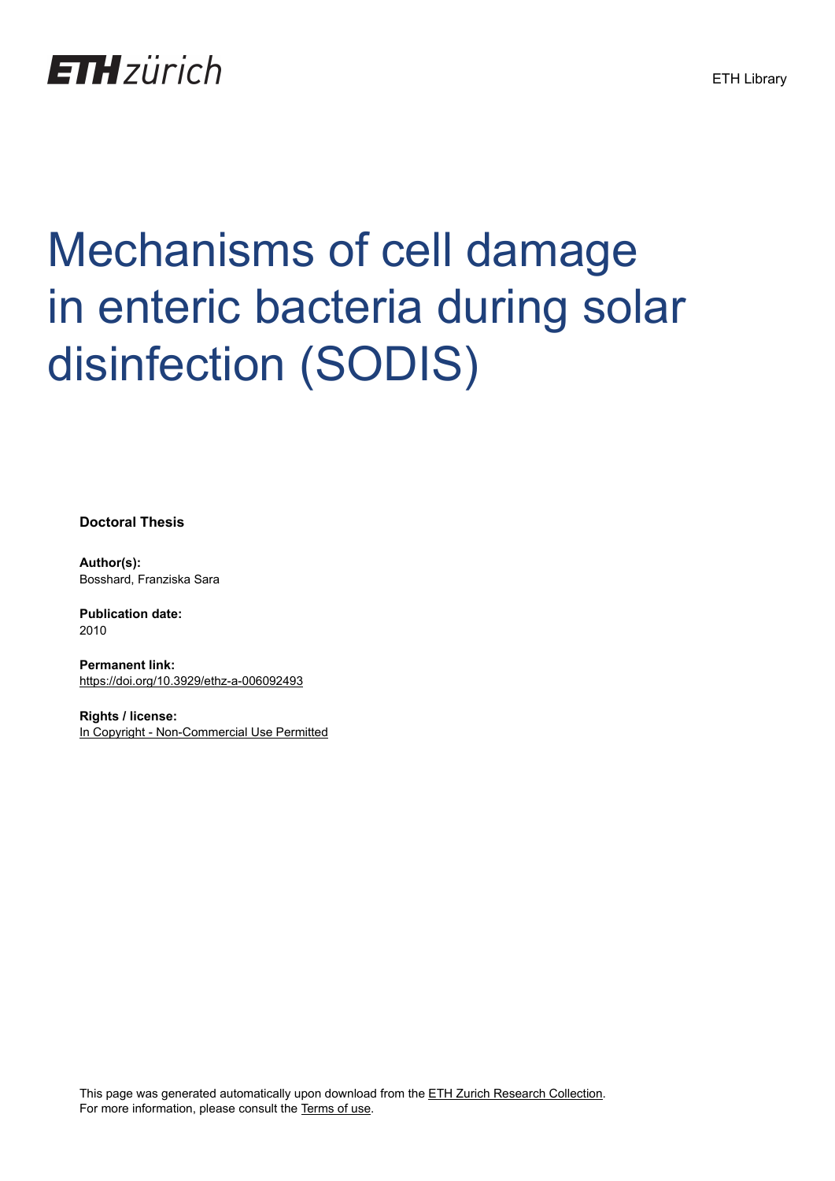ETH zürich

ETH Library

# Mechanisms of cell damage in enteric bacteria during solar disinfection (SODIS)

**Doctoral Thesis**

**Author(s):**
Bosshard, Franziska Sara

**Publication date:**
2010

**Permanent link:**
https://doi.org/10.3929/ethz-a-006092493

**Rights / license:**
In Copyright - Non-Commercial Use Permitted

This page was generated automatically upon download from the ETH Zurich Research Collection.
For more information, please consult the Terms of use.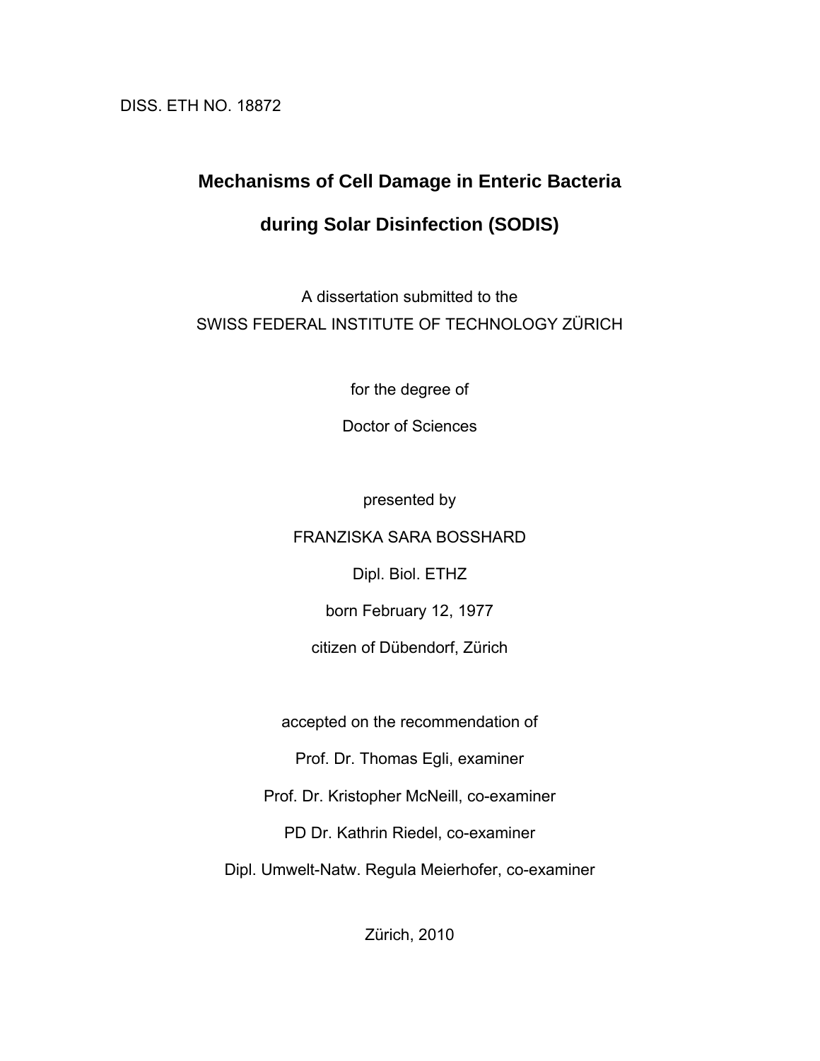DISS. ETH NO. 18872

# Mechanisms of Cell Damage in Enteric Bacteria during Solar Disinfection (SODIS)

A dissertation submitted to the
SWISS FEDERAL INSTITUTE OF TECHNOLOGY ZÜRICH

for the degree of

Doctor of Sciences

presented by

FRANZISKA SARA BOSSHARD

Dipl. Biol. ETHZ

born February 12, 1977

citizen of Dübendorf, Zürich

accepted on the recommendation of

Prof. Dr. Thomas Egli, examiner

Prof. Dr. Kristopher McNeill, co-examiner

PD Dr. Kathrin Riedel, co-examiner

Dipl. Umwelt-Natw. Regula Meierhofer, co-examiner

Zürich, 2010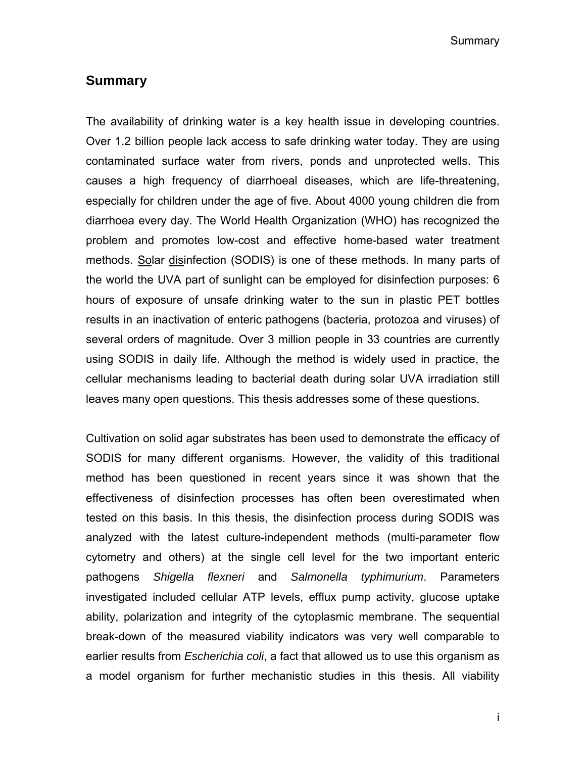## Summary

The availability of drinking water is a key health issue in developing countries. Over 1.2 billion people lack access to safe drinking water today. They are using contaminated surface water from rivers, ponds and unprotected wells. This causes a high frequency of diarrhoeal diseases, which are life-threatening, especially for children under the age of five. About 4000 young children die from diarrhoea every day. The World Health Organization (WHO) has recognized the problem and promotes low-cost and effective home-based water treatment methods. Solar disinfection (SODIS) is one of these methods. In many parts of the world the UVA part of sunlight can be employed for disinfection purposes: 6 hours of exposure of unsafe drinking water to the sun in plastic PET bottles results in an inactivation of enteric pathogens (bacteria, protozoa and viruses) of several orders of magnitude. Over 3 million people in 33 countries are currently using SODIS in daily life. Although the method is widely used in practice, the cellular mechanisms leading to bacterial death during solar UVA irradiation still leaves many open questions. This thesis addresses some of these questions.

Cultivation on solid agar substrates has been used to demonstrate the efficacy of SODIS for many different organisms. However, the validity of this traditional method has been questioned in recent years since it was shown that the effectiveness of disinfection processes has often been overestimated when tested on this basis. In this thesis, the disinfection process during SODIS was analyzed with the latest culture-independent methods (multi-parameter flow cytometry and others) at the single cell level for the two important enteric pathogens *Shigella flexneri* and *Salmonella typhimurium*. Parameters investigated included cellular ATP levels, efflux pump activity, glucose uptake ability, polarization and integrity of the cytoplasmic membrane. The sequential break-down of the measured viability indicators was very well comparable to earlier results from *Escherichia coli*, a fact that allowed us to use this organism as a model organism for further mechanistic studies in this thesis. All viability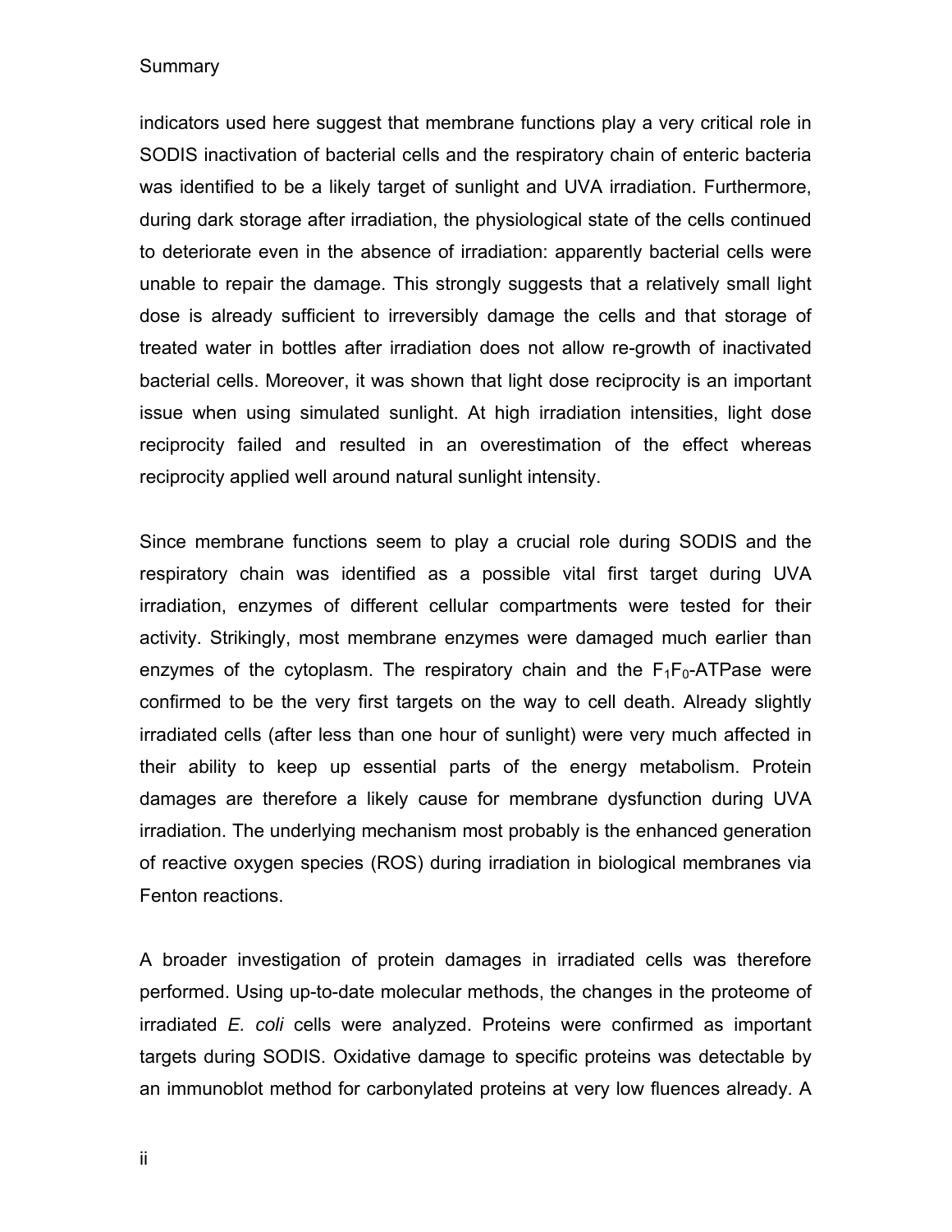indicators used here suggest that membrane functions play a very critical role in SODIS inactivation of bacterial cells and the respiratory chain of enteric bacteria was identified to be a likely target of sunlight and UVA irradiation. Furthermore, during dark storage after irradiation, the physiological state of the cells continued to deteriorate even in the absence of irradiation: apparently bacterial cells were unable to repair the damage. This strongly suggests that a relatively small light dose is already sufficient to irreversibly damage the cells and that storage of treated water in bottles after irradiation does not allow re-growth of inactivated bacterial cells. Moreover, it was shown that light dose reciprocity is an important issue when using simulated sunlight. At high irradiation intensities, light dose reciprocity failed and resulted in an overestimation of the effect whereas reciprocity applied well around natural sunlight intensity.

Since membrane functions seem to play a crucial role during SODIS and the respiratory chain was identified as a possible vital first target during UVA irradiation, enzymes of different cellular compartments were tested for their activity. Strikingly, most membrane enzymes were damaged much earlier than enzymes of the cytoplasm. The respiratory chain and the $F_1F_0$-ATPase were confirmed to be the very first targets on the way to cell death. Already slightly irradiated cells (after less than one hour of sunlight) were very much affected in their ability to keep up essential parts of the energy metabolism. Protein damages are therefore a likely cause for membrane dysfunction during UVA irradiation. The underlying mechanism most probably is the enhanced generation of reactive oxygen species (ROS) during irradiation in biological membranes via Fenton reactions.

A broader investigation of protein damages in irradiated cells was therefore performed. Using up-to-date molecular methods, the changes in the proteome of irradiated *E. coli* cells were analyzed. Proteins were confirmed as important targets during SODIS. Oxidative damage to specific proteins was detectable by an immunoblot method for carbonylated proteins at very low fluences already. A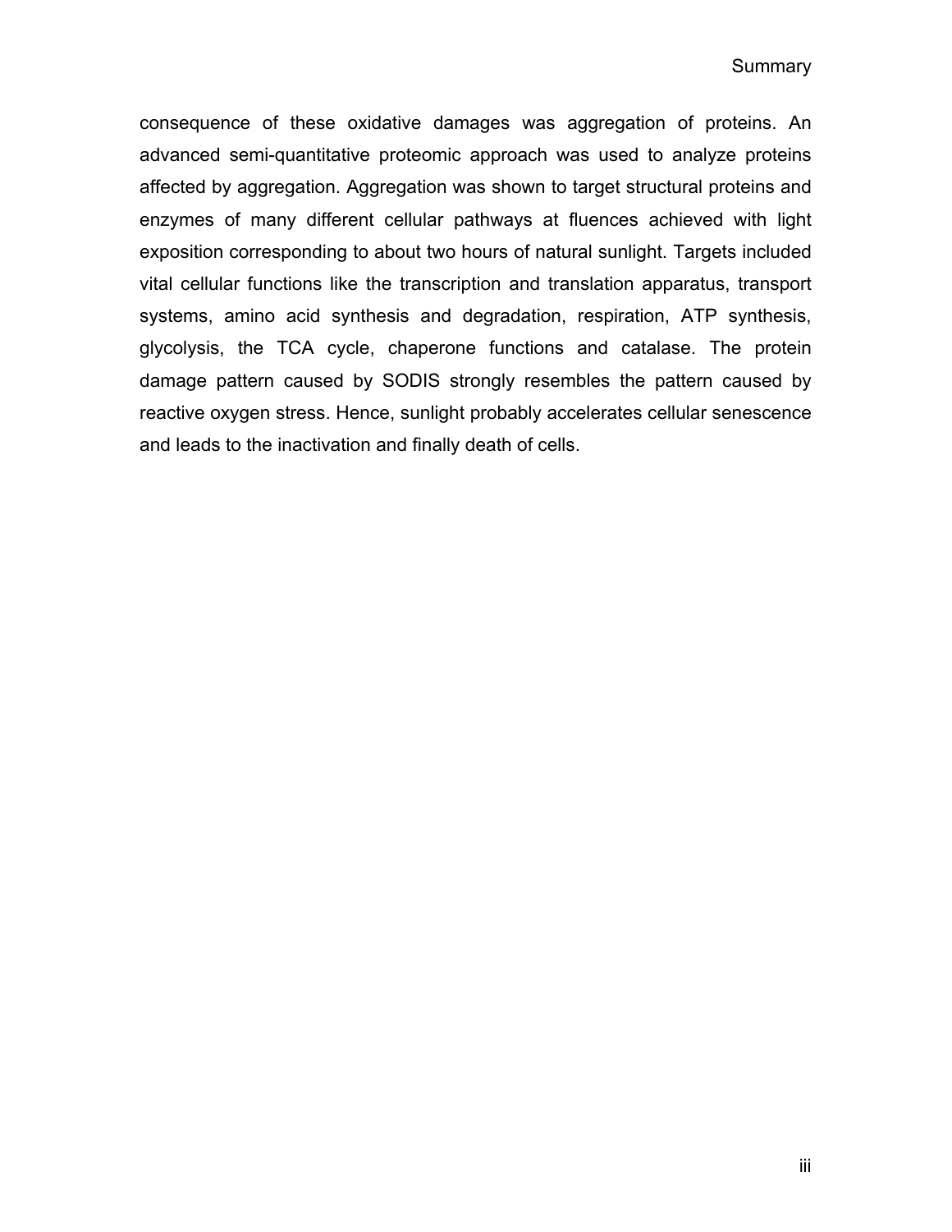consequence of these oxidative damages was aggregation of proteins. An advanced semi-quantitative proteomic approach was used to analyze proteins affected by aggregation. Aggregation was shown to target structural proteins and enzymes of many different cellular pathways at fluences achieved with light exposition corresponding to about two hours of natural sunlight. Targets included vital cellular functions like the transcription and translation apparatus, transport systems, amino acid synthesis and degradation, respiration, ATP synthesis, glycolysis, the TCA cycle, chaperone functions and catalase. The protein damage pattern caused by SODIS strongly resembles the pattern caused by reactive oxygen stress. Hence, sunlight probably accelerates cellular senescence and leads to the inactivation and finally death of cells.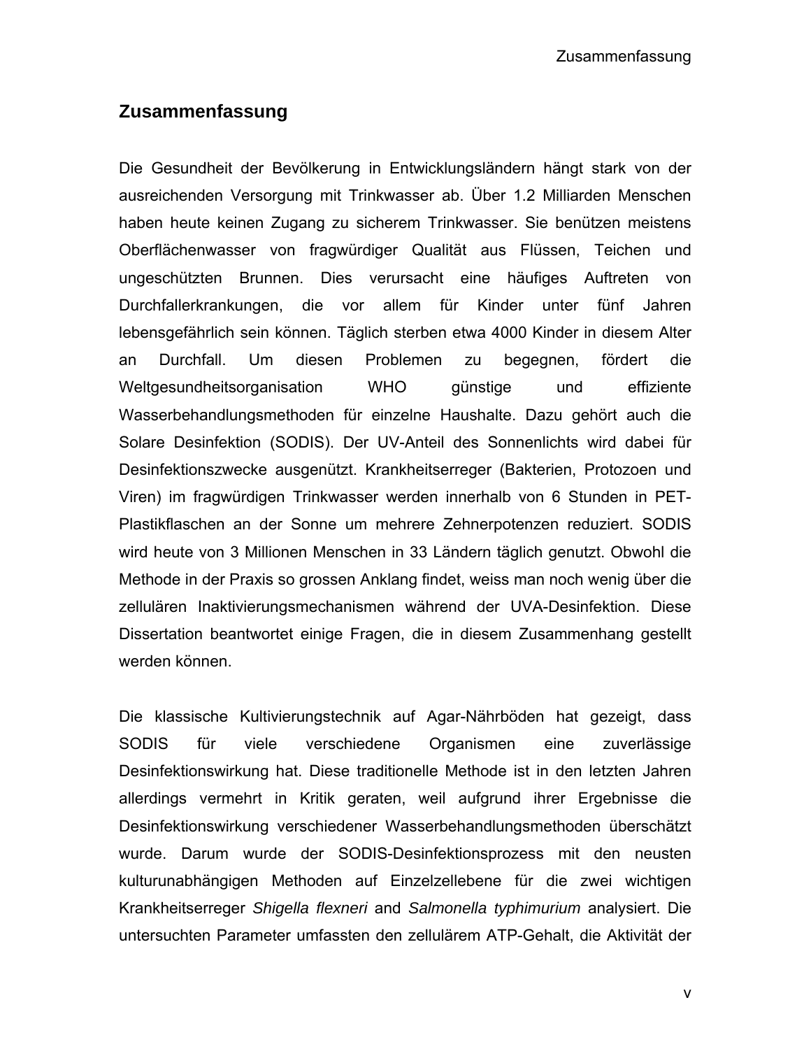## Zusammenfassung

Die Gesundheit der Bevölkerung in Entwicklungsländern hängt stark von der ausreichenden Versorgung mit Trinkwasser ab. Über 1.2 Milliarden Menschen haben heute keinen Zugang zu sicherem Trinkwasser. Sie benützen meistens Oberflächenwasser von fragwürdiger Qualität aus Flüssen, Teichen und ungeschützten Brunnen. Dies verursacht eine häufiges Auftreten von Durchfallerkrankungen, die vor allem für Kinder unter fünf Jahren lebensgefährlich sein können. Täglich sterben etwa 4000 Kinder in diesem Alter an Durchfall. Um diesen Problemen zu begegnen, fördert die Weltgesundheitsorganisation WHO günstige und effiziente Wasserbehandlungsmethoden für einzelne Haushalte. Dazu gehört auch die Solare Desinfektion (SODIS). Der UV-Anteil des Sonnenlichts wird dabei für Desinfektionszwecke ausgenützt. Krankheitserreger (Bakterien, Protozoen und Viren) im fragwürdigen Trinkwasser werden innerhalb von 6 Stunden in PET-Plastikflaschen an der Sonne um mehrere Zehnerpotenzen reduziert. SODIS wird heute von 3 Millionen Menschen in 33 Ländern täglich genutzt. Obwohl die Methode in der Praxis so grossen Anklang findet, weiss man noch wenig über die zellulären Inaktivierungsmechanismen während der UVA-Desinfektion. Diese Dissertation beantwortet einige Fragen, die in diesem Zusammenhang gestellt werden können.

Die klassische Kultivierungstechnik auf Agar-Nährböden hat gezeigt, dass SODIS für viele verschiedene Organismen eine zuverlässige Desinfektionswirkung hat. Diese traditionelle Methode ist in den letzten Jahren allerdings vermehrt in Kritik geraten, weil aufgrund ihrer Ergebnisse die Desinfektionswirkung verschiedener Wasserbehandlungsmethoden überschätzt wurde. Darum wurde der SODIS-Desinfektionsprozess mit den neusten kulturunabhängigen Methoden auf Einzelzellebene für die zwei wichtigen Krankheitserreger *Shigella flexneri* and *Salmonella typhimurium* analysiert. Die untersuchten Parameter umfassten den zellulärem ATP-Gehalt, die Aktivität der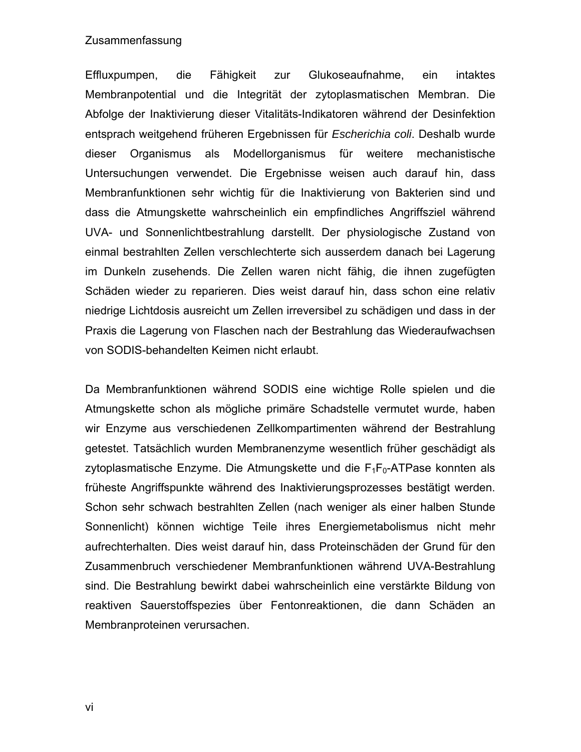Effluxpumpen, die Fähigkeit zur Glukoseaufnahme, ein intaktes Membranpotential und die Integrität der zytoplasmatischen Membran. Die Abfolge der Inaktivierung dieser Vitalitäts-Indikatoren während der Desinfektion entsprach weitgehend früheren Ergebnissen für *Escherichia coli*. Deshalb wurde dieser Organismus als Modellorganismus für weitere mechanistische Untersuchungen verwendet. Die Ergebnisse weisen auch darauf hin, dass Membranfunktionen sehr wichtig für die Inaktivierung von Bakterien sind und dass die Atmungskette wahrscheinlich ein empfindliches Angriffsziel während UVA- und Sonnenlichtbestrahlung darstellt. Der physiologische Zustand von einmal bestrahlten Zellen verschlechterte sich ausserdem danach bei Lagerung im Dunkeln zusehends. Die Zellen waren nicht fähig, die ihnen zugefügten Schäden wieder zu reparieren. Dies weist darauf hin, dass schon eine relativ niedrige Lichtdosis ausreicht um Zellen irreversibel zu schädigen und dass in der Praxis die Lagerung von Flaschen nach der Bestrahlung das Wiederaufwachsen von SODIS-behandelten Keimen nicht erlaubt.

Da Membranfunktionen während SODIS eine wichtige Rolle spielen und die Atmungskette schon als mögliche primäre Schadstelle vermutet wurde, haben wir Enzyme aus verschiedenen Zellkompartimenten während der Bestrahlung getestet. Tatsächlich wurden Membranenzyme wesentlich früher geschädigt als zytoplasmatische Enzyme. Die Atmungskette und die $F_1F_0$-ATPase konnten als früheste Angriffspunkte während des Inaktivierungsprozesses bestätigt werden. Schon sehr schwach bestrahlten Zellen (nach weniger als einer halben Stunde Sonnenlicht) können wichtige Teile ihres Energiemetabolismus nicht mehr aufrechterhalten. Dies weist darauf hin, dass Proteinschäden der Grund für den Zusammenbruch verschiedener Membranfunktionen während UVA-Bestrahlung sind. Die Bestrahlung bewirkt dabei wahrscheinlich eine verstärkte Bildung von reaktiven Sauerstoffspezies über Fentonreaktionen, die dann Schäden an Membranproteinen verursachen.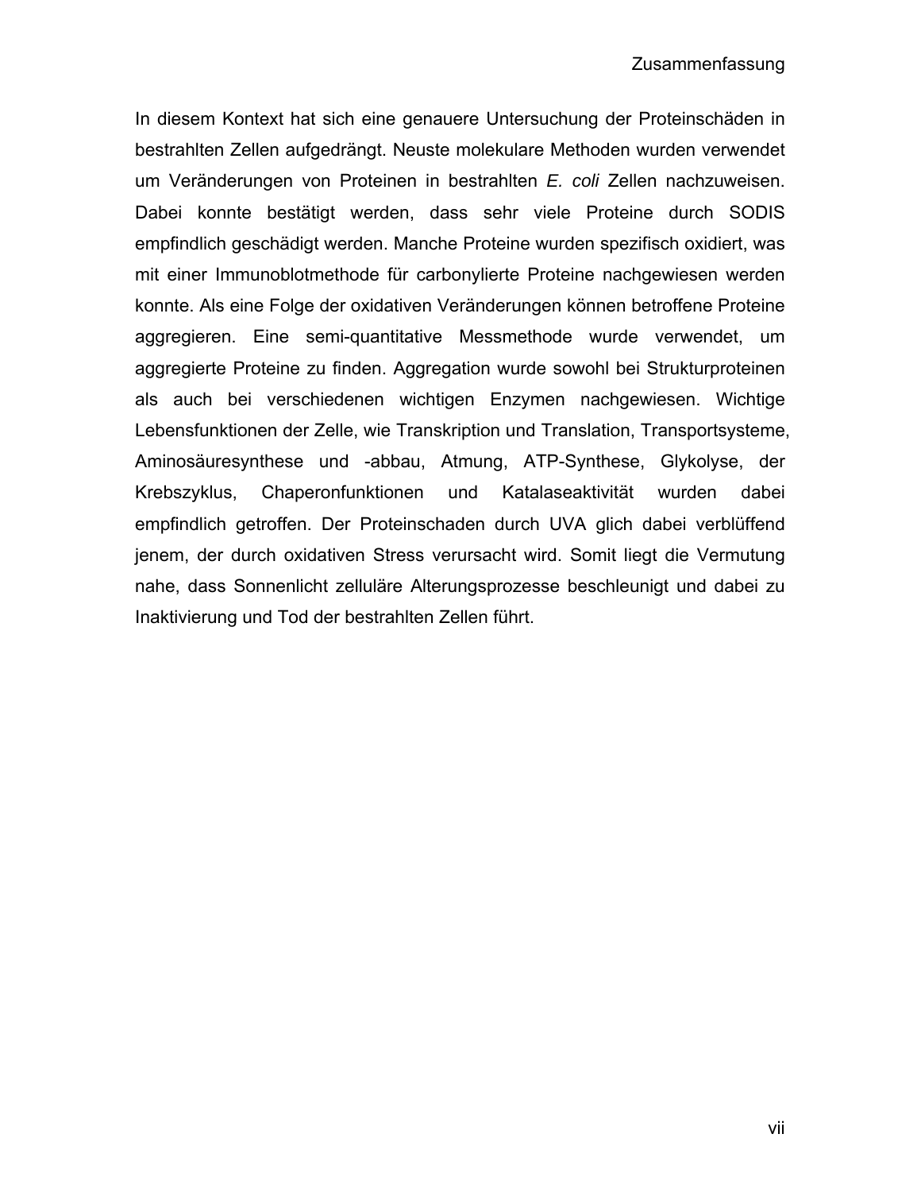In diesem Kontext hat sich eine genauere Untersuchung der Proteinschäden in bestrahlten Zellen aufgedrängt. Neuste molekulare Methoden wurden verwendet um Veränderungen von Proteinen in bestrahlten *E. coli* Zellen nachzuweisen. Dabei konnte bestätigt werden, dass sehr viele Proteine durch SODIS empfindlich geschädigt werden. Manche Proteine wurden spezifisch oxidiert, was mit einer Immunoblotmethode für carbonylierte Proteine nachgewiesen werden konnte. Als eine Folge der oxidativen Veränderungen können betroffene Proteine aggregieren. Eine semi-quantitative Messmethode wurde verwendet, um aggregierte Proteine zu finden. Aggregation wurde sowohl bei Strukturproteinen als auch bei verschiedenen wichtigen Enzymen nachgewiesen. Wichtige Lebensfunktionen der Zelle, wie Transkription und Translation, Transportsysteme, Aminosäuresynthese und -abbau, Atmung, ATP-Synthese, Glykolyse, der Krebszyklus, Chaperonfunktionen und Katalaseaktivität wurden dabei empfindlich getroffen. Der Proteinschaden durch UVA glich dabei verblüffend jenem, der durch oxidativen Stress verursacht wird. Somit liegt die Vermutung nahe, dass Sonnenlicht zelluläre Alterungsprozesse beschleunigt und dabei zu Inaktivierung und Tod der bestrahlten Zellen führt.